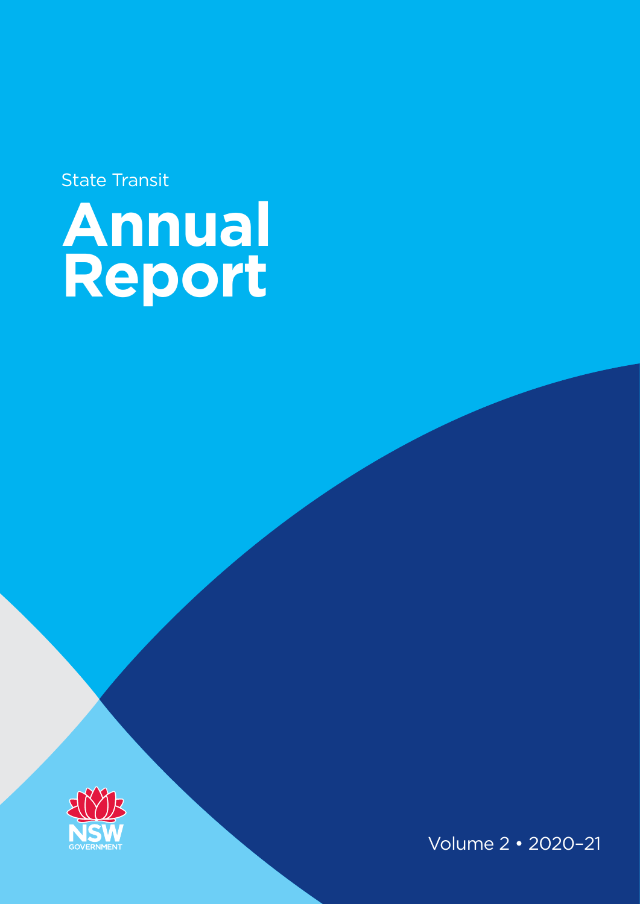State Transit

# Annual Report

NSW GOVERNMENT

Volume 2 • 2020–21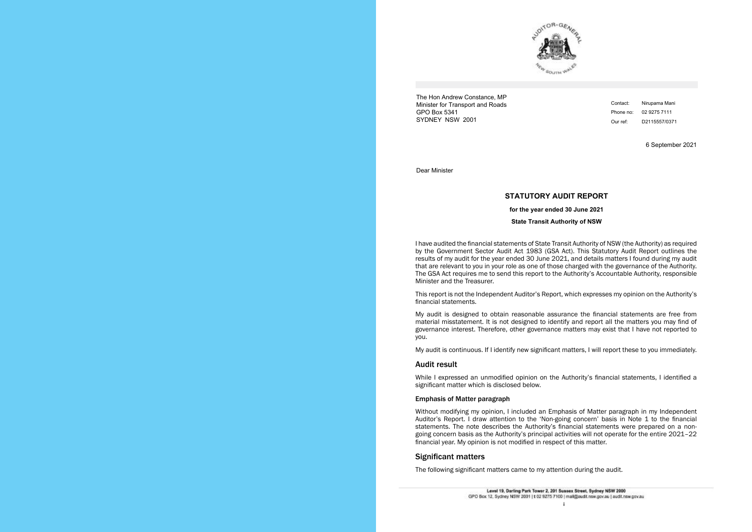The Hon Andrew Constance, MP
Minister for Transport and Roads
GPO Box 5341
SYDNEY NSW 2001

Contact: Nirupama Mani
Phone no: 02 9275 7111
Our ref: D2115557/0371

6 September 2021

Dear Minister

## STATUTORY AUDIT REPORT

**for the year ended 30 June 2021**

**State Transit Authority of NSW**

I have audited the financial statements of State Transit Authority of NSW (the Authority) as required by the Government Sector Audit Act 1983 (GSA Act). This Statutory Audit Report outlines the results of my audit for the year ended 30 June 2021, and details matters I found during my audit that are relevant to you in your role as one of those charged with the governance of the Authority. The GSA Act requires me to send this report to the Authority's Accountable Authority, responsible Minister and the Treasurer.

This report is not the Independent Auditor's Report, which expresses my opinion on the Authority's financial statements.

My audit is designed to obtain reasonable assurance the financial statements are free from material misstatement. It is not designed to identify and report all the matters you may find of governance interest. Therefore, other governance matters may exist that I have not reported to you.

My audit is continuous. If I identify new significant matters, I will report these to you immediately.

## Audit result

While I expressed an unmodified opinion on the Authority's financial statements, I identified a significant matter which is disclosed below.

### Emphasis of Matter paragraph

Without modifying my opinion, I included an Emphasis of Matter paragraph in my Independent Auditor's Report. I draw attention to the 'Non-going concern' basis in Note 1 to the financial statements. The note describes the Authority's financial statements were prepared on a non-going concern basis as the Authority's principal activities will not operate for the entire 2021–22 financial year. My opinion is not modified in respect of this matter.

## Significant matters

The following significant matters came to my attention during the audit.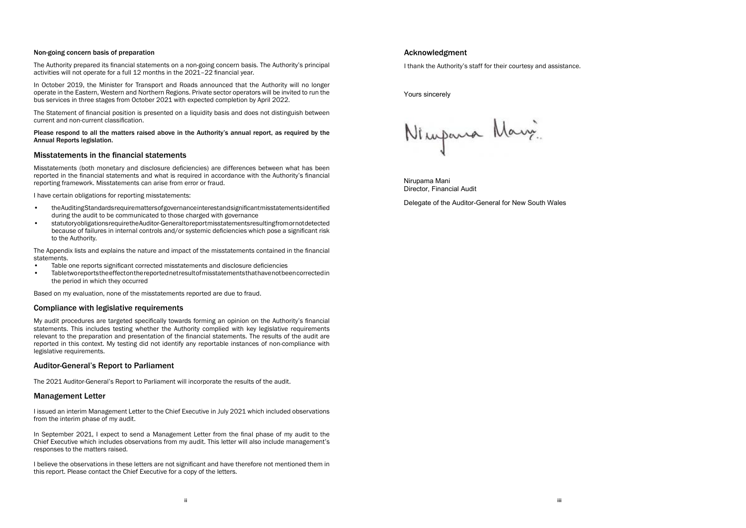#### Non-going concern basis of preparation

The Authority prepared its financial statements on a non-going concern basis. The Authority's principal activities will not operate for a full 12 months in the 2021–22 financial year.

In October 2019, the Minister for Transport and Roads announced that the Authority will no longer operate in the Eastern, Western and Northern Regions. Private sector operators will be invited to run the bus services in three stages from October 2021 with expected completion by April 2022.

The Statement of financial position is presented on a liquidity basis and does not distinguish between current and non-current classification.

**Please respond to all the matters raised above in the Authority's annual report, as required by the Annual Reports legislation.**

## Misstatements in the financial statements

Misstatements (both monetary and disclosure deficiencies) are differences between what has been reported in the financial statements and what is required in accordance with the Authority's financial reporting framework. Misstatements can arise from error or fraud.

I have certain obligations for reporting misstatements:

- the Auditing Standards require matters of governance interest and significant misstatements identified during the audit to be communicated to those charged with governance
- statutory obligations require the Auditor-General to report misstatements resulting from or not detected because of failures in internal controls and/or systemic deficiencies which pose a significant risk to the Authority.

The Appendix lists and explains the nature and impact of the misstatements contained in the financial statements.

- Table one reports significant corrected misstatements and disclosure deficiencies
- Table two reports the effect on the reported net result of misstatements that have not been corrected in the period in which they occurred

Based on my evaluation, none of the misstatements reported are due to fraud.

## Compliance with legislative requirements

My audit procedures are targeted specifically towards forming an opinion on the Authority's financial statements. This includes testing whether the Authority complied with key legislative requirements relevant to the preparation and presentation of the financial statements. The results of the audit are reported in this context. My testing did not identify any reportable instances of non-compliance with legislative requirements.

## Auditor-General's Report to Parliament

The 2021 Auditor-General's Report to Parliament will incorporate the results of the audit.

## Management Letter

I issued an interim Management Letter to the Chief Executive in July 2021 which included observations from the interim phase of my audit.

In September 2021, I expect to send a Management Letter from the final phase of my audit to the Chief Executive which includes observations from my audit. This letter will also include management's responses to the matters raised.

I believe the observations in these letters are not significant and have therefore not mentioned them in this report. Please contact the Chief Executive for a copy of the letters.

## Acknowledgment

I thank the Authority's staff for their courtesy and assistance.

Yours sincerely

Nirupama Mani
Director, Financial Audit

Delegate of the Auditor-General for New South Wales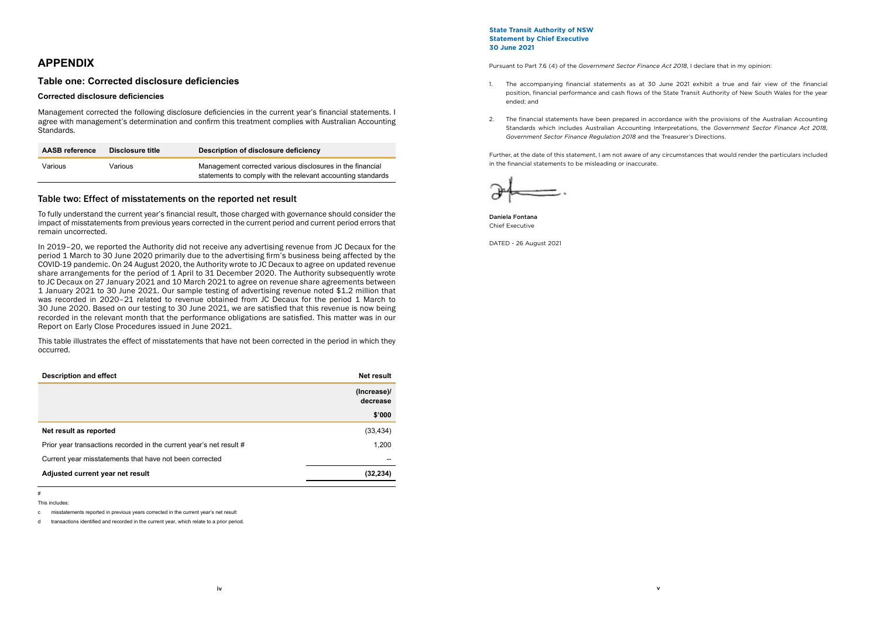# APPENDIX

## Table one: Corrected disclosure deficiencies

### Corrected disclosure deficiencies

Management corrected the following disclosure deficiencies in the current year's financial statements. I agree with management's determination and confirm this treatment complies with Australian Accounting Standards.

| AASB reference | Disclosure title | Description of disclosure deficiency |
| --- | --- | --- |
| Various | Various | Management corrected various disclosures in the financial statements to comply with the relevant accounting standards |

## Table two: Effect of misstatements on the reported net result

To fully understand the current year's financial result, those charged with governance should consider the impact of misstatements from previous years corrected in the current period and current period errors that remain uncorrected.

In 2019–20, we reported the Authority did not receive any advertising revenue from JC Decaux for the period 1 March to 30 June 2020 primarily due to the advertising firm's business being affected by the COVID-19 pandemic. On 24 August 2020, the Authority wrote to JC Decaux to agree on updated revenue share arrangements for the period of 1 April to 31 December 2020. The Authority subsequently wrote to JC Decaux on 27 January 2021 and 10 March 2021 to agree on revenue share agreements between 1 January 2021 to 30 June 2021. Our sample testing of advertising revenue noted $1.2 million that was recorded in 2020–21 related to revenue obtained from JC Decaux for the period 1 March to 30 June 2020. Based on our testing to 30 June 2021, we are satisfied that this revenue is now being recorded in the relevant month that the performance obligations are satisfied. This matter was in our Report on Early Close Procedures issued in June 2021.

This table illustrates the effect of misstatements that have not been corrected in the period in which they occurred.

| Description and effect | Net result |
| --- | --- |
| | (Increase)/ decrease |
| | $'000 |
| **Net result as reported** | (33,434) |
| Prior year transactions recorded in the current year's net result # | 1,200 |
| Current year misstatements that have not been corrected | -- |
| **Adjusted current year net result** | **(32,234)** |

#

This includes:

c misstatements reported in previous years corrected in the current year's net result

d transactions identified and recorded in the current year, which relate to a prior period.

**State Transit Authority of NSW**
**Statement by Chief Executive**
**30 June 2021**

Pursuant to Part 7.6 (4) of the *Government Sector Finance Act 2018*, I declare that in my opinion:

1. The accompanying financial statements as at 30 June 2021 exhibit a true and fair view of the financial position, financial performance and cash flows of the State Transit Authority of New South Wales for the year ended; and

2. The financial statements have been prepared in accordance with the provisions of the Australian Accounting Standards which includes Australian Accounting Interpretations, the *Government Sector Finance Act 2018*, *Government Sector Finance Regulation 2018* and the Treasurer's Directions.

Further, at the date of this statement, I am not aware of any circumstances that would render the particulars included in the financial statements to be misleading or inaccurate.

**Daniela Fontana**
Chief Executive

DATED - 26 August 2021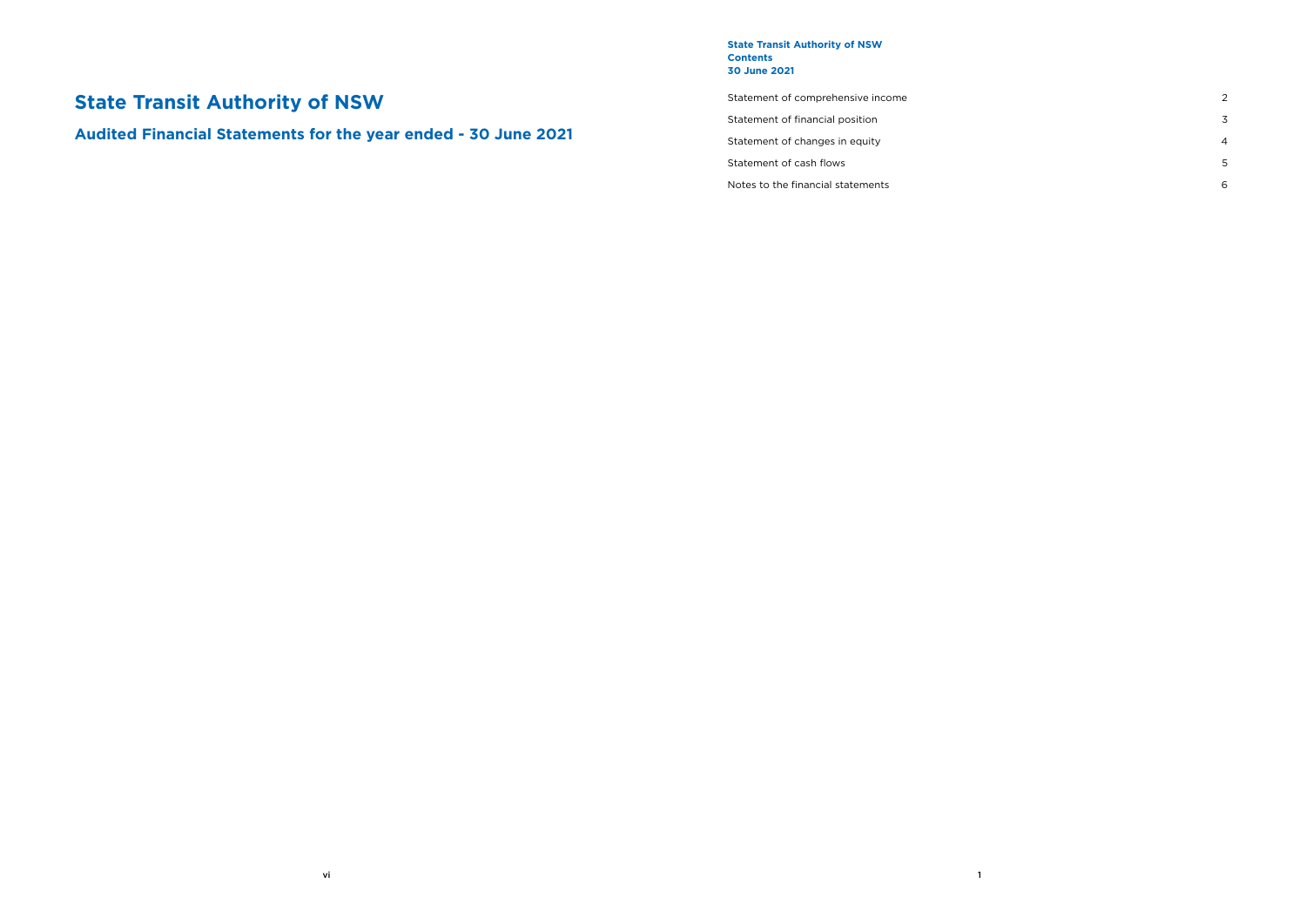# State Transit Authority of NSW

## Audited Financial Statements for the year ended - 30 June 2021

**State Transit Authority of NSW**
**Contents**
**30 June 2021**

| | |
|---|---|
| Statement of comprehensive income | 2 |
| Statement of financial position | 3 |
| Statement of changes in equity | 4 |
| Statement of cash flows | 5 |
| Notes to the financial statements | 6 |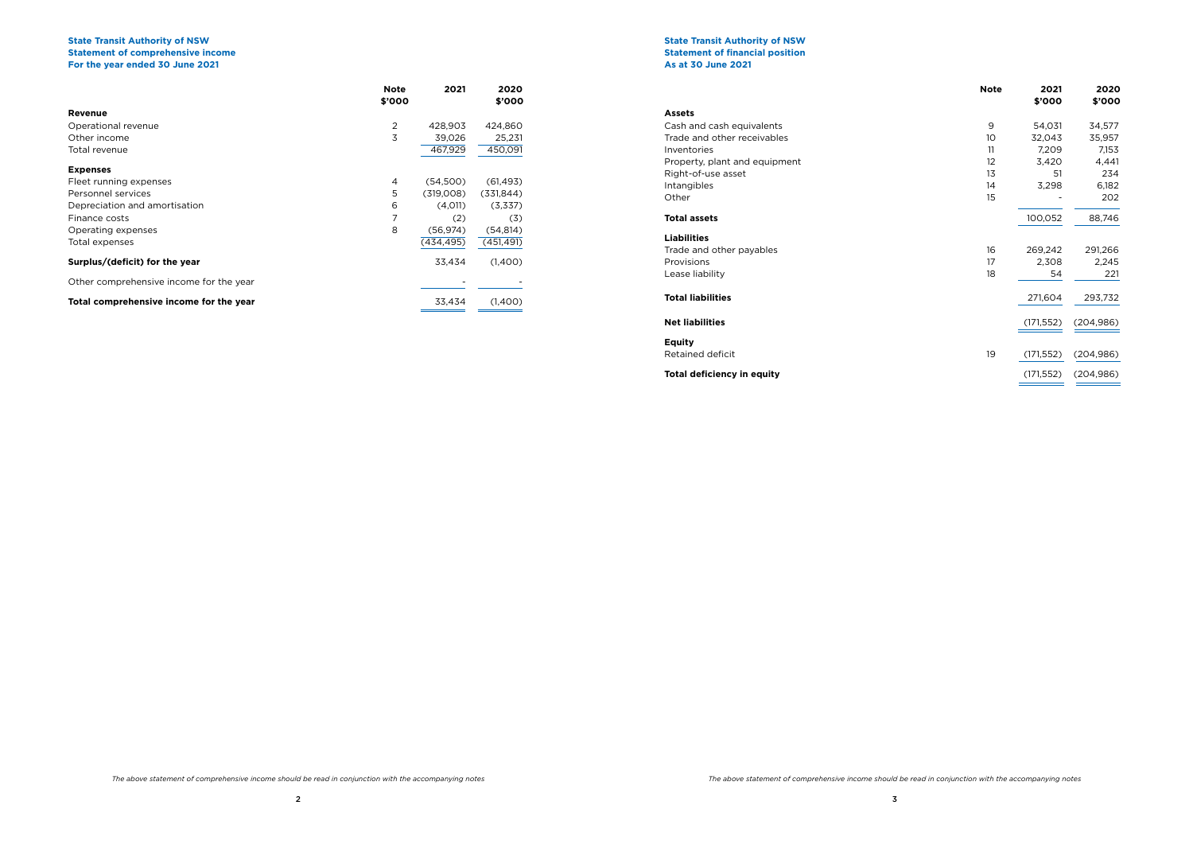**State Transit Authority of NSW**
**Statement of comprehensive income**
**For the year ended 30 June 2021**

| | Note | 2021 $'000 | 2020 $'000 |
|---|---|---|---|
| **Revenue** | | | |
| Operational revenue | 2 | 428,903 | 424,860 |
| Other income | 3 | 39,026 | 25,231 |
| Total revenue | | 467,929 | 450,091 |
| **Expenses** | | | |
| Fleet running expenses | 4 | (54,500) | (61,493) |
| Personnel services | 5 | (319,008) | (331,844) |
| Depreciation and amortisation | 6 | (4,011) | (3,337) |
| Finance costs | 7 | (2) | (3) |
| Operating expenses | 8 | (56,974) | (54,814) |
| Total expenses | | (434,495) | (451,491) |
| **Surplus/(deficit) for the year** | | 33,434 | (1,400) |
| Other comprehensive income for the year | | - | - |
| **Total comprehensive income for the year** | | 33,434 | (1,400) |

*The above statement of comprehensive income should be read in conjunction with the accompanying notes*

**State Transit Authority of NSW**
**Statement of financial position**
**As at 30 June 2021**

| | Note | 2021 $'000 | 2020 $'000 |
|---|---|---|---|
| **Assets** | | | |
| Cash and cash equivalents | 9 | 54,031 | 34,577 |
| Trade and other receivables | 10 | 32,043 | 35,957 |
| Inventories | 11 | 7,209 | 7,153 |
| Property, plant and equipment | 12 | 3,420 | 4,441 |
| Right-of-use asset | 13 | 51 | 234 |
| Intangibles | 14 | 3,298 | 6,182 |
| Other | 15 | - | 202 |
| **Total assets** | | 100,052 | 88,746 |
| **Liabilities** | | | |
| Trade and other payables | 16 | 269,242 | 291,266 |
| Provisions | 17 | 2,308 | 2,245 |
| Lease liability | 18 | 54 | 221 |
| **Total liabilities** | | 271,604 | 293,732 |
| **Net liabilities** | | (171,552) | (204,986) |
| **Equity** | | | |
| Retained deficit | 19 | (171,552) | (204,986) |
| **Total deficiency in equity** | | (171,552) | (204,986) |

*The above statement of comprehensive income should be read in conjunction with the accompanying notes*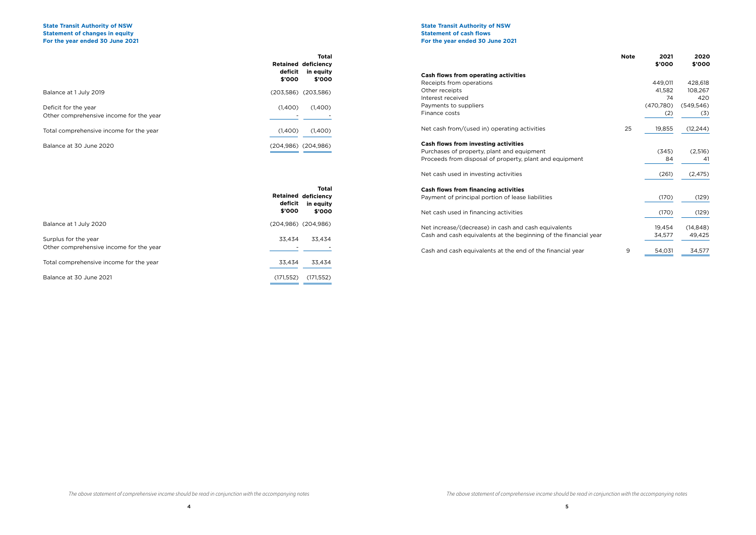**State Transit Authority of NSW**
**Statement of changes in equity**
**For the year ended 30 June 2021**

| | Retained deficit $'000 | Total deficiency in equity $'000 |
|---|---|---|
| Balance at 1 July 2019 | (203,586) | (203,586) |
| Deficit for the year | (1,400) | (1,400) |
| Other comprehensive income for the year | - | - |
| Total comprehensive income for the year | (1,400) | (1,400) |
| Balance at 30 June 2020 | (204,986) | (204,986) |

| | Retained deficit $'000 | Total deficiency in equity $'000 |
|---|---|---|
| Balance at 1 July 2020 | (204,986) | (204,986) |
| Surplus for the year | 33,434 | 33,434 |
| Other comprehensive income for the year | - | - |
| Total comprehensive income for the year | 33,434 | 33,434 |
| Balance at 30 June 2021 | (171,552) | (171,552) |

*The above statement of comprehensive income should be read in conjunction with the accompanying notes*

**State Transit Authority of NSW**
**Statement of cash flows**
**For the year ended 30 June 2021**

| | Note | 2021 $'000 | 2020 $'000 |
|---|---|---|---|
| **Cash flows from operating activities** | | | |
| Receipts from operations | | 449,011 | 428,618 |
| Other receipts | | 41,582 | 108,267 |
| Interest received | | 74 | 420 |
| Payments to suppliers | | (470,780) | (549,546) |
| Finance costs | | (2) | (3) |
| Net cash from/(used in) operating activities | 25 | 19,855 | (12,244) |
| **Cash flows from investing activities** | | | |
| Purchases of property, plant and equipment | | (345) | (2,516) |
| Proceeds from disposal of property, plant and equipment | | 84 | 41 |
| Net cash used in investing activities | | (261) | (2,475) |
| **Cash flows from financing activities** | | | |
| Payment of principal portion of lease liabilities | | (170) | (129) |
| Net cash used in financing activities | | (170) | (129) |
| Net increase/(decrease) in cash and cash equivalents | | 19,454 | (14,848) |
| Cash and cash equivalents at the beginning of the financial year | | 34,577 | 49,425 |
| Cash and cash equivalents at the end of the financial year | 9 | 54,031 | 34,577 |

*The above statement of comprehensive income should be read in conjunction with the accompanying notes*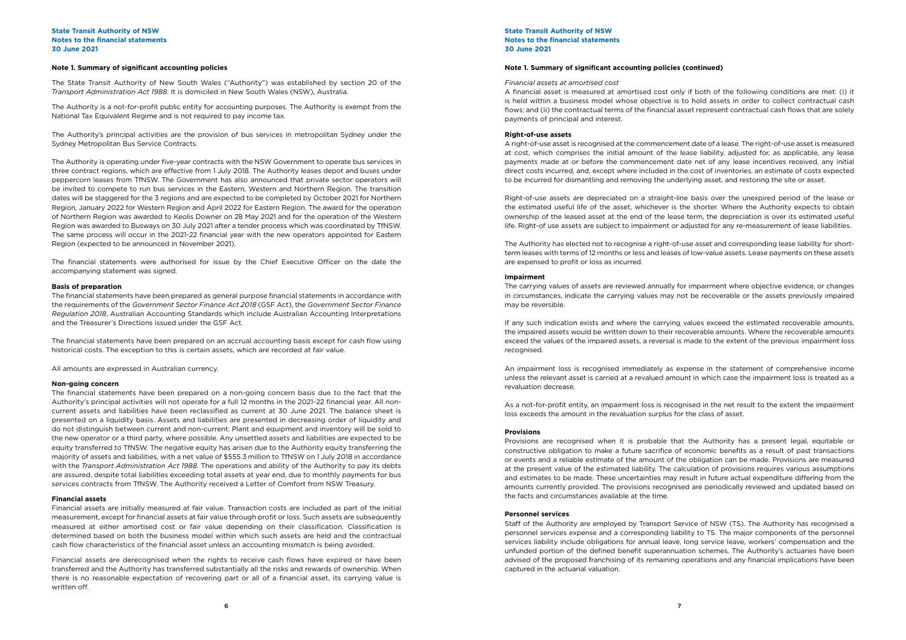## Note 1. Summary of significant accounting policies

The State Transit Authority of New South Wales ("Authority") was established by section 20 of the *Transport Administration Act 1988*. It is domiciled in New South Wales (NSW), Australia.

The Authority is a not-for-profit public entity for accounting purposes. The Authority is exempt from the National Tax Equivalent Regime and is not required to pay income tax.

The Authority's principal activities are the provision of bus services in metropolitan Sydney under the Sydney Metropolitan Bus Service Contracts.

The Authority is operating under five-year contracts with the NSW Government to operate bus services in three contract regions, which are effective from 1 July 2018. The Authority leases depot and buses under peppercorn leases from TfNSW. The Government has also announced that private sector operators will be invited to compete to run bus services in the Eastern, Western and Northern Region. The transition dates will be staggered for the 3 regions and are expected to be completed by October 2021 for Northern Region, January 2022 for Western Region and April 2022 for Eastern Region. The award for the operation of Northern Region was awarded to Keolis Downer on 28 May 2021 and for the operation of the Western Region was awarded to Busways on 30 July 2021 after a tender process which was coordinated by TfNSW. The same process will occur in the 2021-22 financial year with the new operators appointed for Eastern Region (expected to be announced in November 2021).

The financial statements were authorised for issue by the Chief Executive Officer on the date the accompanying statement was signed.

### Basis of preparation

The financial statements have been prepared as general purpose financial statements in accordance with the requirements of the *Government Sector Finance Act 2018* (GSF Act), the *Government Sector Finance Regulation 2018*, Australian Accounting Standards which include Australian Accounting Interpretations and the Treasurer's Directions issued under the GSF Act.

The financial statements have been prepared on an accrual accounting basis except for cash flow using historical costs. The exception to this is certain assets, which are recorded at fair value.

All amounts are expressed in Australian currency.

### Non-going concern

The financial statements have been prepared on a non-going concern basis due to the fact that the Authority's principal activities will not operate for a full 12 months in the 2021–22 financial year. All non-current assets and liabilities have been reclassified as current at 30 June 2021. The balance sheet is presented on a liquidity basis. Assets and liabilities are presented in decreasing order of liquidity and do not distinguish between current and non-current. Plant and equipment and inventory will be sold to the new operator or a third party, where possible. Any unsettled assets and liabilities are expected to be equity transferred to TfNSW. The negative equity has arisen due to the Authority equity transferring the majority of assets and liabilities, with a net value of $555.3 million to TfNSW on 1 July 2018 in accordance with the *Transport Administration Act 1988*. The operations and ability of the Authority to pay its debts are assured, despite total liabilities exceeding total assets at year end, due to monthly payments for bus services contracts from TfNSW. The Authority received a Letter of Comfort from NSW Treasury.

### Financial assets

Financial assets are initially measured at fair value. Transaction costs are included as part of the initial measurement, except for financial assets at fair value through profit or loss. Such assets are subsequently measured at either amortised cost or fair value depending on their classification. Classification is determined based on both the business model within which such assets are held and the contractual cash flow characteristics of the financial asset unless an accounting mismatch is being avoided.

Financial assets are derecognised when the rights to receive cash flows have expired or have been transferred and the Authority has transferred substantially all the risks and rewards of ownership. When there is no reasonable expectation of recovering part or all of a financial asset, its carrying value is written off.

## Note 1. Summary of significant accounting policies (continued)

*Financial assets at amortised cost*

A financial asset is measured at amortised cost only if both of the following conditions are met: (i) it is held within a business model whose objective is to hold assets in order to collect contractual cash flows; and (ii) the contractual terms of the financial asset represent contractual cash flows that are solely payments of principal and interest.

### Right-of-use assets

A right-of-use asset is recognised at the commencement date of a lease. The right-of-use asset is measured at cost, which comprises the initial amount of the lease liability, adjusted for, as applicable, any lease payments made at or before the commencement date net of any lease incentives received, any initial direct costs incurred, and, except where included in the cost of inventories, an estimate of costs expected to be incurred for dismantling and removing the underlying asset, and restoring the site or asset.

Right-of-use assets are depreciated on a straight-line basis over the unexpired period of the lease or the estimated useful life of the asset, whichever is the shorter. Where the Authority expects to obtain ownership of the leased asset at the end of the lease term, the depreciation is over its estimated useful life. Right-of use assets are subject to impairment or adjusted for any re-measurement of lease liabilities.

The Authority has elected not to recognise a right-of-use asset and corresponding lease liability for short-term leases with terms of 12 months or less and leases of low-value assets. Lease payments on these assets are expensed to profit or loss as incurred.

### Impairment

The carrying values of assets are reviewed annually for impairment where objective evidence, or changes in circumstances, indicate the carrying values may not be recoverable or the assets previously impaired may be reversible.

If any such indication exists and where the carrying values exceed the estimated recoverable amounts, the impaired assets would be written down to their recoverable amounts. Where the recoverable amounts exceed the values of the impaired assets, a reversal is made to the extent of the previous impairment loss recognised.

An impairment loss is recognised immediately as expense in the statement of comprehensive income unless the relevant asset is carried at a revalued amount in which case the impairment loss is treated as a revaluation decrease.

As a not-for-profit entity, an impairment loss is recognised in the net result to the extent the impairment loss exceeds the amount in the revaluation surplus for the class of asset.

### Provisions

Provisions are recognised when it is probable that the Authority has a present legal, equitable or constructive obligation to make a future sacrifice of economic benefits as a result of past transactions or events and a reliable estimate of the amount of the obligation can be made. Provisions are measured at the present value of the estimated liability. The calculation of provisions requires various assumptions and estimates to be made. These uncertainties may result in future actual expenditure differing from the amounts currently provided. The provisions recognised are periodically reviewed and updated based on the facts and circumstances available at the time.

### Personnel services

Staff of the Authority are employed by Transport Service of NSW (TS). The Authority has recognised a personnel services expense and a corresponding liability to TS. The major components of the personnel services liability include obligations for annual leave, long service leave, workers' compensation and the unfunded portion of the defined benefit superannuation schemes. The Authority's actuaries have been advised of the proposed franchising of its remaining operations and any financial implications have been captured in the actuarial valuation.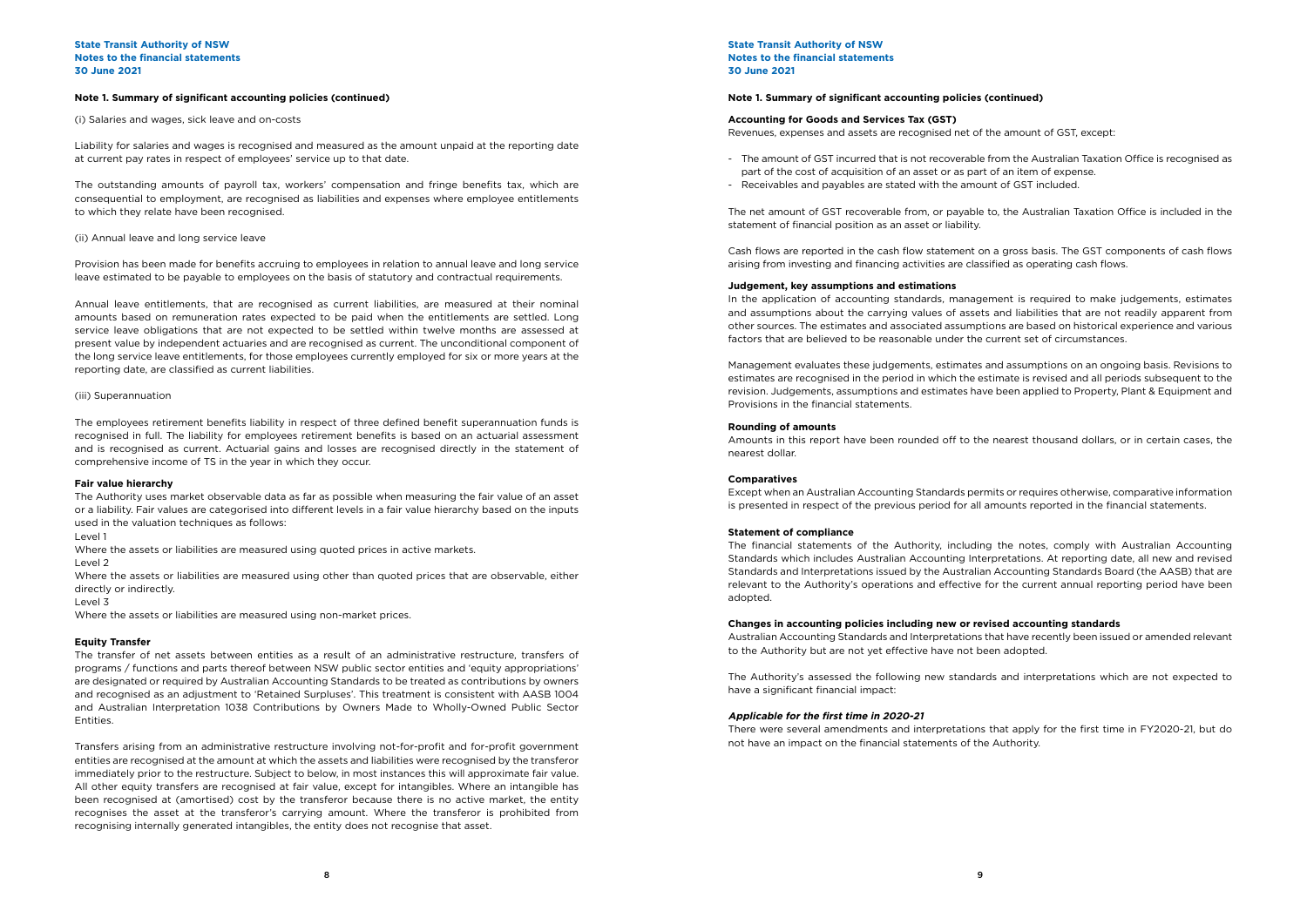## Note 1. Summary of significant accounting policies (continued)

(i) Salaries and wages, sick leave and on-costs

Liability for salaries and wages is recognised and measured as the amount unpaid at the reporting date at current pay rates in respect of employees' service up to that date.

The outstanding amounts of payroll tax, workers' compensation and fringe benefits tax, which are consequential to employment, are recognised as liabilities and expenses where employee entitlements to which they relate have been recognised.

(ii) Annual leave and long service leave

Provision has been made for benefits accruing to employees in relation to annual leave and long service leave estimated to be payable to employees on the basis of statutory and contractual requirements.

Annual leave entitlements, that are recognised as current liabilities, are measured at their nominal amounts based on remuneration rates expected to be paid when the entitlements are settled. Long service leave obligations that are not expected to be settled within twelve months are assessed at present value by independent actuaries and are recognised as current. The unconditional component of the long service leave entitlements, for those employees currently employed for six or more years at the reporting date, are classified as current liabilities.

(iii) Superannuation

The employees retirement benefits liability in respect of three defined benefit superannuation funds is recognised in full. The liability for employees retirement benefits is based on an actuarial assessment and is recognised as current. Actuarial gains and losses are recognised directly in the statement of comprehensive income of TS in the year in which they occur.

**Fair value hierarchy**

The Authority uses market observable data as far as possible when measuring the fair value of an asset or a liability. Fair values are categorised into different levels in a fair value hierarchy based on the inputs used in the valuation techniques as follows:

Level 1

Where the assets or liabilities are measured using quoted prices in active markets.

Level 2

Where the assets or liabilities are measured using other than quoted prices that are observable, either directly or indirectly.

Level 3

Where the assets or liabilities are measured using non-market prices.

**Equity Transfer**

The transfer of net assets between entities as a result of an administrative restructure, transfers of programs / functions and parts thereof between NSW public sector entities and 'equity appropriations' are designated or required by Australian Accounting Standards to be treated as contributions by owners and recognised as an adjustment to 'Retained Surpluses'. This treatment is consistent with AASB 1004 and Australian Interpretation 1038 Contributions by Owners Made to Wholly-Owned Public Sector Entities.

Transfers arising from an administrative restructure involving not-for-profit and for-profit government entities are recognised at the amount at which the assets and liabilities were recognised by the transferor immediately prior to the restructure. Subject to below, in most instances this will approximate fair value. All other equity transfers are recognised at fair value, except for intangibles. Where an intangible has been recognised at (amortised) cost by the transferor because there is no active market, the entity recognises the asset at the transferor's carrying amount. Where the transferor is prohibited from recognising internally generated intangibles, the entity does not recognise that asset.

## Note 1. Summary of significant accounting policies (continued)

**Accounting for Goods and Services Tax (GST)**

Revenues, expenses and assets are recognised net of the amount of GST, except:

- The amount of GST incurred that is not recoverable from the Australian Taxation Office is recognised as part of the cost of acquisition of an asset or as part of an item of expense.
- Receivables and payables are stated with the amount of GST included.

The net amount of GST recoverable from, or payable to, the Australian Taxation Office is included in the statement of financial position as an asset or liability.

Cash flows are reported in the cash flow statement on a gross basis. The GST components of cash flows arising from investing and financing activities are classified as operating cash flows.

**Judgement, key assumptions and estimations**

In the application of accounting standards, management is required to make judgements, estimates and assumptions about the carrying values of assets and liabilities that are not readily apparent from other sources. The estimates and associated assumptions are based on historical experience and various factors that are believed to be reasonable under the current set of circumstances.

Management evaluates these judgements, estimates and assumptions on an ongoing basis. Revisions to estimates are recognised in the period in which the estimate is revised and all periods subsequent to the revision. Judgements, assumptions and estimates have been applied to Property, Plant & Equipment and Provisions in the financial statements.

**Rounding of amounts**

Amounts in this report have been rounded off to the nearest thousand dollars, or in certain cases, the nearest dollar.

**Comparatives**

Except when an Australian Accounting Standards permits or requires otherwise, comparative information is presented in respect of the previous period for all amounts reported in the financial statements.

**Statement of compliance**

The financial statements of the Authority, including the notes, comply with Australian Accounting Standards which includes Australian Accounting Interpretations. At reporting date, all new and revised Standards and Interpretations issued by the Australian Accounting Standards Board (the AASB) that are relevant to the Authority's operations and effective for the current annual reporting period have been adopted.

**Changes in accounting policies including new or revised accounting standards**

Australian Accounting Standards and Interpretations that have recently been issued or amended relevant to the Authority but are not yet effective have not been adopted.

The Authority's assessed the following new standards and interpretations which are not expected to have a significant financial impact:

***Applicable for the first time in 2020-21***

There were several amendments and interpretations that apply for the first time in FY2020-21, but do not have an impact on the financial statements of the Authority.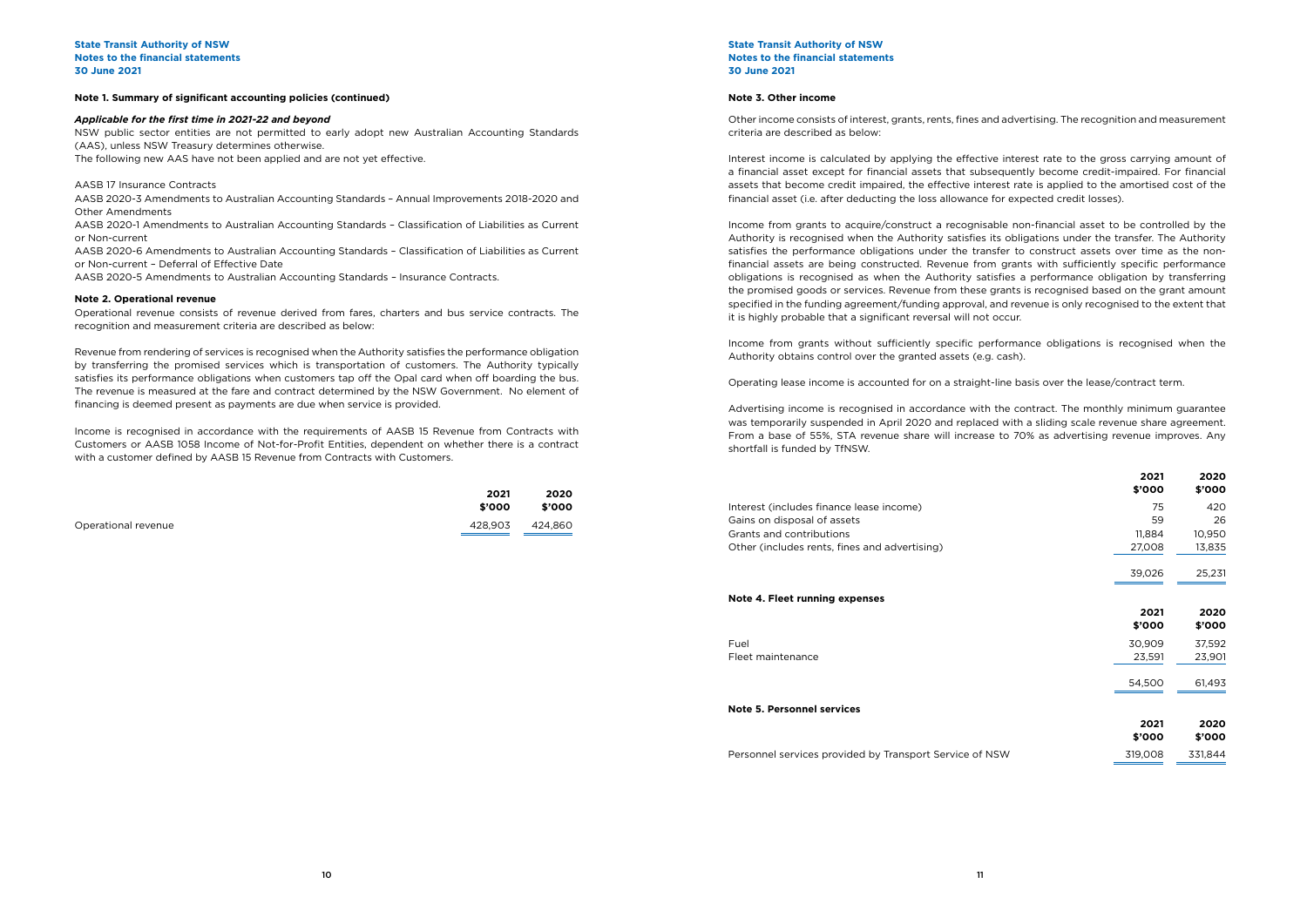## Note 1. Summary of significant accounting policies (continued)

### *Applicable for the first time in 2021-22 and beyond*

NSW public sector entities are not permitted to early adopt new Australian Accounting Standards (AAS), unless NSW Treasury determines otherwise.
The following new AAS have not been applied and are not yet effective.

AASB 17 Insurance Contracts
AASB 2020-3 Amendments to Australian Accounting Standards – Annual Improvements 2018-2020 and Other Amendments
AASB 2020-1 Amendments to Australian Accounting Standards – Classification of Liabilities as Current or Non-current
AASB 2020-6 Amendments to Australian Accounting Standards – Classification of Liabilities as Current or Non-current – Deferral of Effective Date
AASB 2020-5 Amendments to Australian Accounting Standards – Insurance Contracts.

## Note 2. Operational revenue

Operational revenue consists of revenue derived from fares, charters and bus service contracts. The recognition and measurement criteria are described as below:

Revenue from rendering of services is recognised when the Authority satisfies the performance obligation by transferring the promised services which is transportation of customers. The Authority typically satisfies its performance obligations when customers tap off the Opal card when off boarding the bus. The revenue is measured at the fare and contract determined by the NSW Government. No element of financing is deemed present as payments are due when service is provided.

Income is recognised in accordance with the requirements of AASB 15 Revenue from Contracts with Customers or AASB 1058 Income of Not-for-Profit Entities, dependent on whether there is a contract with a customer defined by AASB 15 Revenue from Contracts with Customers.

| | 2021 $'000 | 2020 $'000 |
|---|---|---|
| Operational revenue | 428,903 | 424,860 |

## Note 3. Other income

Other income consists of interest, grants, rents, fines and advertising. The recognition and measurement criteria are described as below:

Interest income is calculated by applying the effective interest rate to the gross carrying amount of a financial asset except for financial assets that subsequently become credit-impaired. For financial assets that become credit impaired, the effective interest rate is applied to the amortised cost of the financial asset (i.e. after deducting the loss allowance for expected credit losses).

Income from grants to acquire/construct a recognisable non-financial asset to be controlled by the Authority is recognised when the Authority satisfies its obligations under the transfer. The Authority satisfies the performance obligations under the transfer to construct assets over time as the non-financial assets are being constructed. Revenue from grants with sufficiently specific performance obligations is recognised as when the Authority satisfies a performance obligation by transferring the promised goods or services. Revenue from these grants is recognised based on the grant amount specified in the funding agreement/funding approval, and revenue is only recognised to the extent that it is highly probable that a significant reversal will not occur.

Income from grants without sufficiently specific performance obligations is recognised when the Authority obtains control over the granted assets (e.g. cash).

Operating lease income is accounted for on a straight-line basis over the lease/contract term.

Advertising income is recognised in accordance with the contract. The monthly minimum guarantee was temporarily suspended in April 2020 and replaced with a sliding scale revenue share agreement. From a base of 55%, STA revenue share will increase to 70% as advertising revenue improves. Any shortfall is funded by TfNSW.

| | 2021 $'000 | 2020 $'000 |
|---|---|---|
| Interest (includes finance lease income) | 75 | 420 |
| Gains on disposal of assets | 59 | 26 |
| Grants and contributions | 11,884 | 10,950 |
| Other (includes rents, fines and advertising) | 27,008 | 13,835 |
| | 39,026 | 25,231 |

## Note 4. Fleet running expenses

| | 2021 $'000 | 2020 $'000 |
|---|---|---|
| Fuel | 30,909 | 37,592 |
| Fleet maintenance | 23,591 | 23,901 |
| | 54,500 | 61,493 |

## Note 5. Personnel services

| | 2021 $'000 | 2020 $'000 |
|---|---|---|
| Personnel services provided by Transport Service of NSW | 319,008 | 331,844 |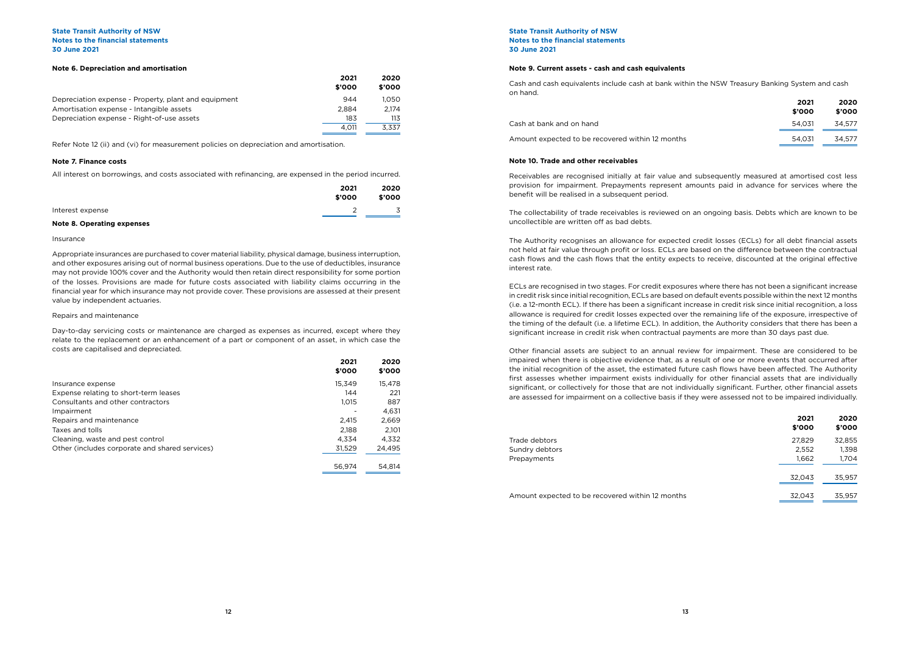### Note 6. Depreciation and amortisation

| | 2021 $'000 | 2020 $'000 |
|---|---|---|
| Depreciation expense - Property, plant and equipment | 944 | 1,050 |
| Amortisation expense - Intangible assets | 2,884 | 2,174 |
| Depreciation expense - Right-of-use assets | 183 | 113 |
| | 4,011 | 3,337 |

Refer Note 12 (ii) and (vi) for measurement policies on depreciation and amortisation.

### Note 7. Finance costs

All interest on borrowings, and costs associated with refinancing, are expensed in the period incurred.

| | 2021 $'000 | 2020 $'000 |
|---|---|---|
| Interest expense | 2 | 3 |

### Note 8. Operating expenses

Insurance

Appropriate insurances are purchased to cover material liability, physical damage, business interruption, and other exposures arising out of normal business operations. Due to the use of deductibles, insurance may not provide 100% cover and the Authority would then retain direct responsibility for some portion of the losses. Provisions are made for future costs associated with liability claims occurring in the financial year for which insurance may not provide cover. These provisions are assessed at their present value by independent actuaries.

Repairs and maintenance

Day-to-day servicing costs or maintenance are charged as expenses as incurred, except where they relate to the replacement or an enhancement of a part or component of an asset, in which case the costs are capitalised and depreciated.

| | 2021 $'000 | 2020 $'000 |
|---|---|---|
| Insurance expense | 15,349 | 15,478 |
| Expense relating to short-term leases | 144 | 221 |
| Consultants and other contractors | 1,015 | 887 |
| Impairment | - | 4,631 |
| Repairs and maintenance | 2,415 | 2,669 |
| Taxes and tolls | 2,188 | 2,101 |
| Cleaning, waste and pest control | 4,334 | 4,332 |
| Other (includes corporate and shared services) | 31,529 | 24,495 |
| | 56,974 | 54,814 |

### Note 9. Current assets - cash and cash equivalents

Cash and cash equivalents include cash at bank within the NSW Treasury Banking System and cash on hand.

| | 2021 $'000 | 2020 $'000 |
|---|---|---|
| Cash at bank and on hand | 54,031 | 34,577 |
| Amount expected to be recovered within 12 months | 54,031 | 34,577 |

### Note 10. Trade and other receivables

Receivables are recognised initially at fair value and subsequently measured at amortised cost less provision for impairment. Prepayments represent amounts paid in advance for services where the benefit will be realised in a subsequent period.

The collectability of trade receivables is reviewed on an ongoing basis. Debts which are known to be uncollectible are written off as bad debts.

The Authority recognises an allowance for expected credit losses (ECLs) for all debt financial assets not held at fair value through profit or loss. ECLs are based on the difference between the contractual cash flows and the cash flows that the entity expects to receive, discounted at the original effective interest rate.

ECLs are recognised in two stages. For credit exposures where there has not been a significant increase in credit risk since initial recognition, ECLs are based on default events possible within the next 12 months (i.e. a 12-month ECL). If there has been a significant increase in credit risk since initial recognition, a loss allowance is required for credit losses expected over the remaining life of the exposure, irrespective of the timing of the default (i.e. a lifetime ECL). In addition, the Authority considers that there has been a significant increase in credit risk when contractual payments are more than 30 days past due.

Other financial assets are subject to an annual review for impairment. These are considered to be impaired when there is objective evidence that, as a result of one or more events that occurred after the initial recognition of the asset, the estimated future cash flows have been affected. The Authority first assesses whether impairment exists individually for other financial assets that are individually significant, or collectively for those that are not individually significant. Further, other financial assets are assessed for impairment on a collective basis if they were assessed not to be impaired individually.

| | 2021 $'000 | 2020 $'000 |
|---|---|---|
| Trade debtors | 27,829 | 32,855 |
| Sundry debtors | 2,552 | 1,398 |
| Prepayments | 1,662 | 1,704 |
| | 32,043 | 35,957 |
| Amount expected to be recovered within 12 months | 32,043 | 35,957 |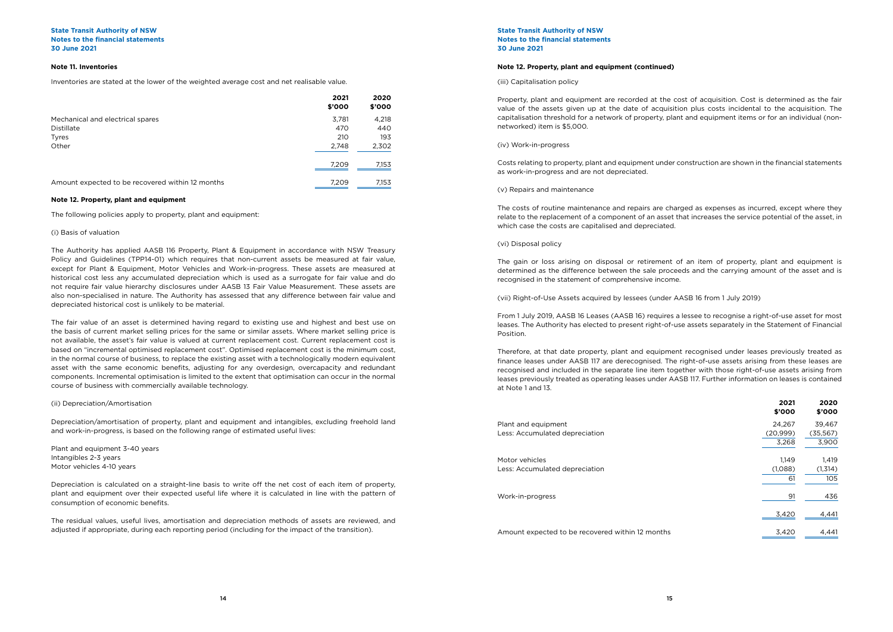## Note 11. Inventories

Inventories are stated at the lower of the weighted average cost and net realisable value.

| | 2021 $'000 | 2020 $'000 |
|---|---|---|
| Mechanical and electrical spares | 3,781 | 4,218 |
| Distillate | 470 | 440 |
| Tyres | 210 | 193 |
| Other | 2,748 | 2,302 |
| | 7,209 | 7,153 |
| Amount expected to be recovered within 12 months | 7,209 | 7,153 |

## Note 12. Property, plant and equipment

The following policies apply to property, plant and equipment:

(i) Basis of valuation

The Authority has applied AASB 116 Property, Plant & Equipment in accordance with NSW Treasury Policy and Guidelines (TPP14-01) which requires that non-current assets be measured at fair value, except for Plant & Equipment, Motor Vehicles and Work-in-progress. These assets are measured at historical cost less any accumulated depreciation which is used as a surrogate for fair value and do not require fair value hierarchy disclosures under AASB 13 Fair Value Measurement. These assets are also non-specialised in nature. The Authority has assessed that any difference between fair value and depreciated historical cost is unlikely to be material.

The fair value of an asset is determined having regard to existing use and highest and best use on the basis of current market selling prices for the same or similar assets. Where market selling price is not available, the asset's fair value is valued at current replacement cost. Current replacement cost is based on "incremental optimised replacement cost". Optimised replacement cost is the minimum cost, in the normal course of business, to replace the existing asset with a technologically modern equivalent asset with the same economic benefits, adjusting for any overdesign, overcapacity and redundant components. Incremental optimisation is limited to the extent that optimisation can occur in the normal course of business with commercially available technology.

(ii) Depreciation/Amortisation

Depreciation/amortisation of property, plant and equipment and intangibles, excluding freehold land and work-in-progress, is based on the following range of estimated useful lives:

Plant and equipment 3-40 years
Intangibles 2-3 years
Motor vehicles 4-10 years

Depreciation is calculated on a straight-line basis to write off the net cost of each item of property, plant and equipment over their expected useful life where it is calculated in line with the pattern of consumption of economic benefits.

The residual values, useful lives, amortisation and depreciation methods of assets are reviewed, and adjusted if appropriate, during each reporting period (including for the impact of the transition).

## Note 12. Property, plant and equipment (continued)

(iii) Capitalisation policy

Property, plant and equipment are recorded at the cost of acquisition. Cost is determined as the fair value of the assets given up at the date of acquisition plus costs incidental to the acquisition. The capitalisation threshold for a network of property, plant and equipment items or for an individual (non-networked) item is $5,000.

(iv) Work-in-progress

Costs relating to property, plant and equipment under construction are shown in the financial statements as work-in-progress and are not depreciated.

(v) Repairs and maintenance

The costs of routine maintenance and repairs are charged as expenses as incurred, except where they relate to the replacement of a component of an asset that increases the service potential of the asset, in which case the costs are capitalised and depreciated.

(vi) Disposal policy

The gain or loss arising on disposal or retirement of an item of property, plant and equipment is determined as the difference between the sale proceeds and the carrying amount of the asset and is recognised in the statement of comprehensive income.

(vii) Right-of-Use Assets acquired by lessees (under AASB 16 from 1 July 2019)

From 1 July 2019, AASB 16 Leases (AASB 16) requires a lessee to recognise a right-of-use asset for most leases. The Authority has elected to present right-of-use assets separately in the Statement of Financial Position.

Therefore, at that date property, plant and equipment recognised under leases previously treated as finance leases under AASB 117 are derecognised. The right-of-use assets arising from these leases are recognised and included in the separate line item together with those right-of-use assets arising from leases previously treated as operating leases under AASB 117. Further information on leases is contained at Note 1 and 13.

| | 2021 $'000 | 2020 $'000 |
|---|---|---|
| Plant and equipment | 24,267 | 39,467 |
| Less: Accumulated depreciation | (20,999) | (35,567) |
| | 3,268 | 3,900 |
| Motor vehicles | 1,149 | 1,419 |
| Less: Accumulated depreciation | (1,088) | (1,314) |
| | 61 | 105 |
| Work-in-progress | 91 | 436 |
| | 3,420 | 4,441 |
| Amount expected to be recovered within 12 months | 3,420 | 4,441 |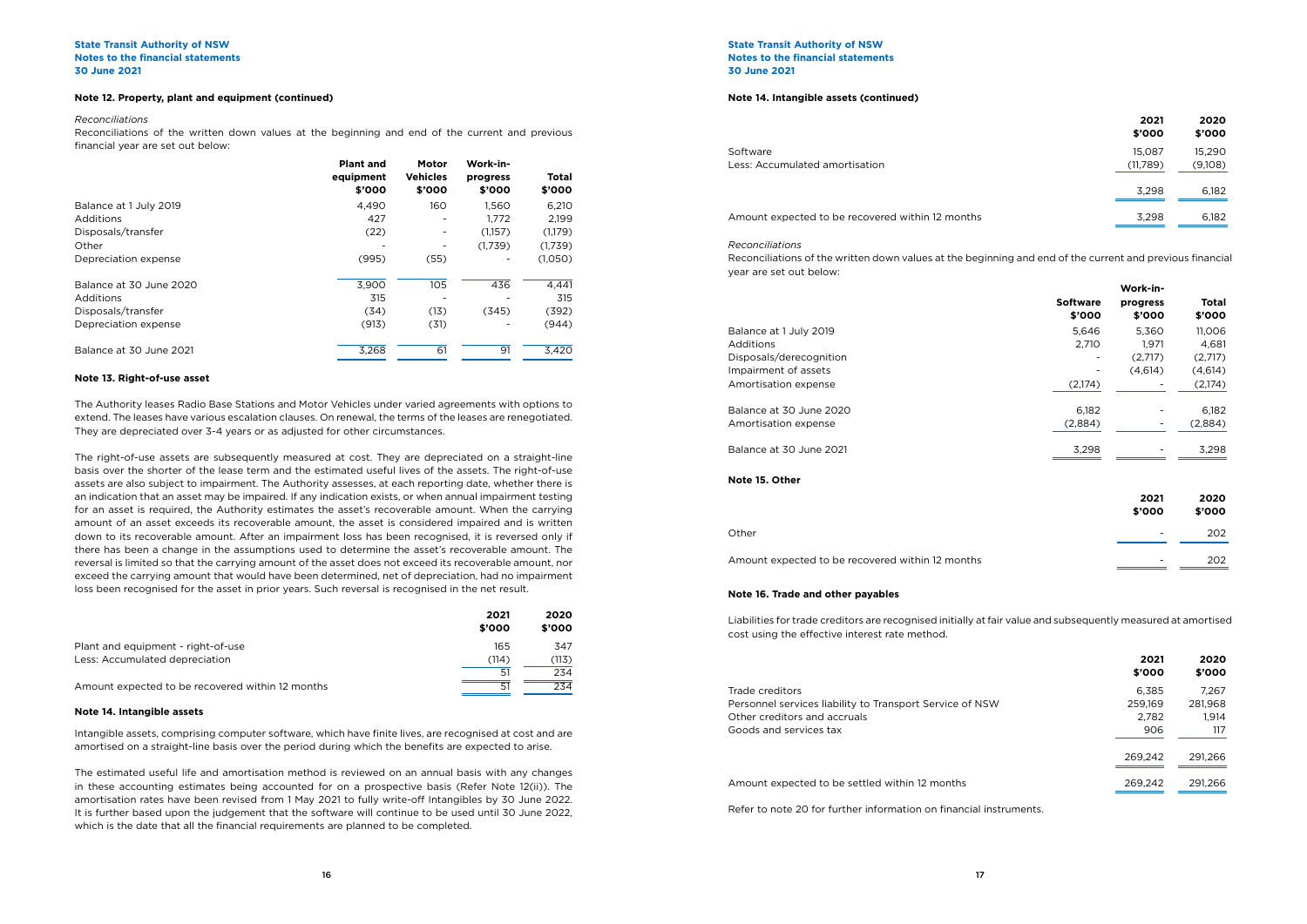### Note 12. Property, plant and equipment (continued)

*Reconciliations*

Reconciliations of the written down values at the beginning and end of the current and previous financial year are set out below:

| | Plant and equipment $'000 | Motor Vehicles $'000 | Work-in-progress $'000 | Total $'000 |
|---|---|---|---|---|
| Balance at 1 July 2019 | 4,490 | 160 | 1,560 | 6,210 |
| Additions | 427 | - | 1,772 | 2,199 |
| Disposals/transfer | (22) | - | (1,157) | (1,179) |
| Other | - | - | (1,739) | (1,739) |
| Depreciation expense | (995) | (55) | - | (1,050) |
| Balance at 30 June 2020 | 3,900 | 105 | 436 | 4,441 |
| Additions | 315 | - | - | 315 |
| Disposals/transfer | (34) | (13) | (345) | (392) |
| Depreciation expense | (913) | (31) | - | (944) |
| Balance at 30 June 2021 | 3,268 | 61 | 91 | 3,420 |

### Note 13. Right-of-use asset

The Authority leases Radio Base Stations and Motor Vehicles under varied agreements with options to extend. The leases have various escalation clauses. On renewal, the terms of the leases are renegotiated. They are depreciated over 3-4 years or as adjusted for other circumstances.

The right-of-use assets are subsequently measured at cost. They are depreciated on a straight-line basis over the shorter of the lease term and the estimated useful lives of the assets. The right-of-use assets are also subject to impairment. The Authority assesses, at each reporting date, whether there is an indication that an asset may be impaired. If any indication exists, or when annual impairment testing for an asset is required, the Authority estimates the asset's recoverable amount. When the carrying amount of an asset exceeds its recoverable amount, the asset is considered impaired and is written down to its recoverable amount. After an impairment loss has been recognised, it is reversed only if there has been a change in the assumptions used to determine the asset's recoverable amount. The reversal is limited so that the carrying amount of the asset does not exceed its recoverable amount, nor exceed the carrying amount that would have been determined, net of depreciation, had no impairment loss been recognised for the asset in prior years. Such reversal is recognised in the net result.

| | 2021 $'000 | 2020 $'000 |
|---|---|---|
| Plant and equipment - right-of-use | 165 | 347 |
| Less: Accumulated depreciation | (114) | (113) |
| | 51 | 234 |
| Amount expected to be recovered within 12 months | 51 | 234 |

### Note 14. Intangible assets

Intangible assets, comprising computer software, which have finite lives, are recognised at cost and are amortised on a straight-line basis over the period during which the benefits are expected to arise.

The estimated useful life and amortisation method is reviewed on an annual basis with any changes in these accounting estimates being accounted for on a prospective basis (Refer Note 12(ii)). The amortisation rates have been revised from 1 May 2021 to fully write-off Intangibles by 30 June 2022. It is further based upon the judgement that the software will continue to be used until 30 June 2022, which is the date that all the financial requirements are planned to be completed.

### Note 14. Intangible assets (continued)

| | 2021 $'000 | 2020 $'000 |
|---|---|---|
| Software | 15,087 | 15,290 |
| Less: Accumulated amortisation | (11,789) | (9,108) |
| | 3,298 | 6,182 |
| Amount expected to be recovered within 12 months | 3,298 | 6,182 |

*Reconciliations*

Reconciliations of the written down values at the beginning and end of the current and previous financial year are set out below:

| | Software $'000 | Work-in-progress $'000 | Total $'000 |
|---|---|---|---|
| Balance at 1 July 2019 | 5,646 | 5,360 | 11,006 |
| Additions | 2,710 | 1,971 | 4,681 |
| Disposals/derecognition | - | (2,717) | (2,717) |
| Impairment of assets | - | (4,614) | (4,614) |
| Amortisation expense | (2,174) | - | (2,174) |
| Balance at 30 June 2020 | 6,182 | - | 6,182 |
| Amortisation expense | (2,884) | - | (2,884) |
| Balance at 30 June 2021 | 3,298 | - | 3,298 |

### Note 15. Other

| | 2021 $'000 | 2020 $'000 |
|---|---|---|
| Other | - | 202 |
| Amount expected to be recovered within 12 months | - | 202 |

### Note 16. Trade and other payables

Liabilities for trade creditors are recognised initially at fair value and subsequently measured at amortised cost using the effective interest rate method.

| | 2021 $'000 | 2020 $'000 |
|---|---|---|
| Trade creditors | 6,385 | 7,267 |
| Personnel services liability to Transport Service of NSW | 259,169 | 281,968 |
| Other creditors and accruals | 2,782 | 1,914 |
| Goods and services tax | 906 | 117 |
| | 269,242 | 291,266 |
| Amount expected to be settled within 12 months | 269,242 | 291,266 |

Refer to note 20 for further information on financial instruments.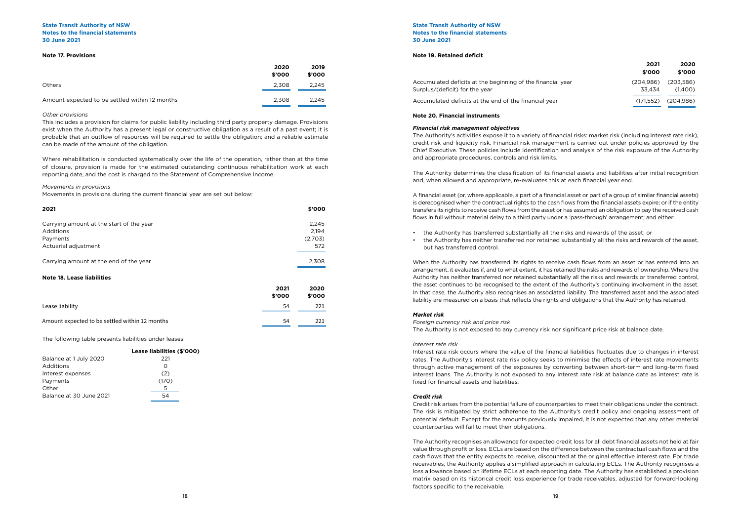### Note 17. Provisions

| | 2020 $'000 | 2019 $'000 |
|---|---|---|
| Others | 2,308 | 2,245 |
| Amount expected to be settled within 12 months | 2,308 | 2,245 |

*Other provisions*

This includes a provision for claims for public liability including third party property damage. Provisions exist when the Authority has a present legal or constructive obligation as a result of a past event; it is probable that an outflow of resources will be required to settle the obligation; and a reliable estimate can be made of the amount of the obligation.

Where rehabilitation is conducted systematically over the life of the operation, rather than at the time of closure, provision is made for the estimated outstanding continuous rehabilitation work at each reporting date, and the cost is charged to the Statement of Comprehensive Income.

*Movements in provisions*

Movements in provisions during the current financial year are set out below:

| 2021 | $'000 |
|---|---|
| Carrying amount at the start of the year | 2,245 |
| Additions | 2,194 |
| Payments | (2,703) |
| Actuarial adjustment | 572 |
| Carrying amount at the end of the year | 2,308 |

### Note 18. Lease liabilities

| | 2021 $'000 | 2020 $'000 |
|---|---|---|
| Lease liability | 54 | 221 |
| Amount expected to be settled within 12 months | 54 | 221 |

The following table presents liabilities under leases:

| | Lease liabilities ($'000) |
|---|---|
| Balance at 1 July 2020 | 221 |
| Additions | 0 |
| Interest expenses | (2) |
| Payments | (170) |
| Other | 5 |
| Balance at 30 June 2021 | 54 |

### Note 19. Retained deficit

| | 2021 $'000 | 2020 $'000 |
|---|---|---|
| Accumulated deficits at the beginning of the financial year | (204,986) | (203,586) |
| Surplus/(deficit) for the year | 33,434 | (1,400) |
| Accumulated deficits at the end of the financial year | (171,552) | (204,986) |

### Note 20. Financial instruments

***Financial risk management objectives***

The Authority's activities expose it to a variety of financial risks: market risk (including interest rate risk), credit risk and liquidity risk. Financial risk management is carried out under policies approved by the Chief Executive. These policies include identification and analysis of the risk exposure of the Authority and appropriate procedures, controls and risk limits.

The Authority determines the classification of its financial assets and liabilities after initial recognition and, when allowed and appropriate, re-evaluates this at each financial year end.

A financial asset (or, where applicable, a part of a financial asset or part of a group of similar financial assets) is derecognised when the contractual rights to the cash flows from the financial assets expire; or if the entity transfers its rights to receive cash flows from the asset or has assumed an obligation to pay the received cash flows in full without material delay to a third party under a 'pass-through' arrangement; and either:

- the Authority has transferred substantially all the risks and rewards of the asset; or
- the Authority has neither transferred nor retained substantially all the risks and rewards of the asset, but has transferred control.

When the Authority has transferred its rights to receive cash flows from an asset or has entered into an arrangement, it evaluates if, and to what extent, it has retained the risks and rewards of ownership. Where the Authority has neither transferred nor retained substantially all the risks and rewards or transferred control, the asset continues to be recognised to the extent of the Authority's continuing involvement in the asset. In that case, the Authority also recognises an associated liability. The transferred asset and the associated liability are measured on a basis that reflects the rights and obligations that the Authority has retained.

***Market risk***

*Foreign currency risk and price risk*

The Authority is not exposed to any currency risk nor significant price risk at balance date.

*Interest rate risk*

Interest rate risk occurs where the value of the financial liabilities fluctuates due to changes in interest rates. The Authority's interest rate risk policy seeks to minimise the effects of interest rate movements through active management of the exposures by converting between short-term and long-term fixed interest loans. The Authority is not exposed to any interest rate risk at balance date as interest rate is fixed for financial assets and liabilities.

***Credit risk***

Credit risk arises from the potential failure of counterparties to meet their obligations under the contract. The risk is mitigated by strict adherence to the Authority's credit policy and ongoing assessment of potential default. Except for the amounts previously impaired, it is not expected that any other material counterparties will fail to meet their obligations.

The Authority recognises an allowance for expected credit loss for all debt financial assets not held at fair value through profit or loss. ECLs are based on the difference between the contractual cash flows and the cash flows that the entity expects to receive, discounted at the original effective interest rate. For trade receivables, the Authority applies a simplified approach in calculating ECLs. The Authority recognises a loss allowance based on lifetime ECLs at each reporting date. The Authority has established a provision matrix based on its historical credit loss experience for trade receivables, adjusted for forward-looking factors specific to the receivable.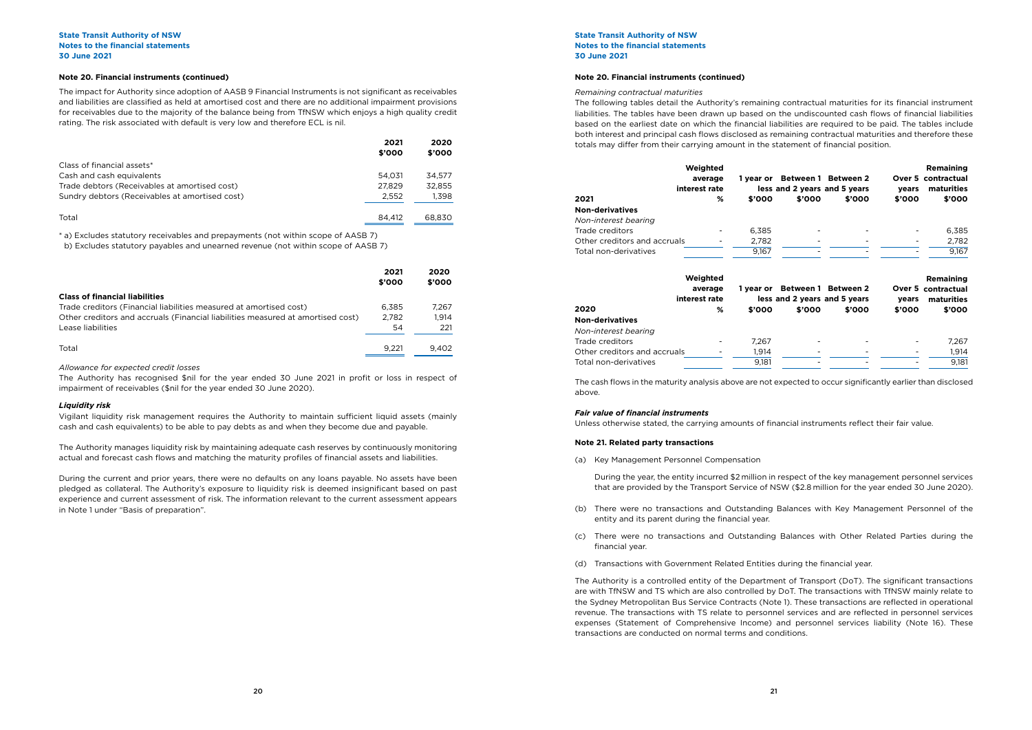### Note 20. Financial instruments (continued)

The impact for Authority since adoption of AASB 9 Financial Instruments is not significant as receivables and liabilities are classified as held at amortised cost and there are no additional impairment provisions for receivables due to the majority of the balance being from TfNSW which enjoys a high quality credit rating. The risk associated with default is very low and therefore ECL is nil.

| | 2021 $'000 | 2020 $'000 |
|---|---|---|
| Class of financial assets* | | |
| Cash and cash equivalents | 54,031 | 34,577 |
| Trade debtors (Receivables at amortised cost) | 27,829 | 32,855 |
| Sundry debtors (Receivables at amortised cost) | 2,552 | 1,398 |
| Total | 84,412 | 68,830 |

\* a) Excludes statutory receivables and prepayments (not within scope of AASB 7)
b) Excludes statutory payables and unearned revenue (not within scope of AASB 7)

| | 2021 $'000 | 2020 $'000 |
|---|---|---|
| **Class of financial liabilities** | | |
| Trade creditors (Financial liabilities measured at amortised cost) | 6,385 | 7,267 |
| Other creditors and accruals (Financial liabilities measured at amortised cost) | 2,782 | 1,914 |
| Lease liabilities | 54 | 221 |
| Total | 9,221 | 9,402 |

*Allowance for expected credit losses*

The Authority has recognised $nil for the year ended 30 June 2021 in profit or loss in respect of impairment of receivables ($nil for the year ended 30 June 2020).

***Liquidity risk***

Vigilant liquidity risk management requires the Authority to maintain sufficient liquid assets (mainly cash and cash equivalents) to be able to pay debts as and when they become due and payable.

The Authority manages liquidity risk by maintaining adequate cash reserves by continuously monitoring actual and forecast cash flows and matching the maturity profiles of financial assets and liabilities.

During the current and prior years, there were no defaults on any loans payable. No assets have been pledged as collateral. The Authority's exposure to liquidity risk is deemed insignificant based on past experience and current assessment of risk. The information relevant to the current assessment appears in Note 1 under "Basis of preparation".

*Remaining contractual maturities*

The following tables detail the Authority's remaining contractual maturities for its financial instrument liabilities. The tables have been drawn up based on the undiscounted cash flows of financial liabilities based on the earliest date on which the financial liabilities are required to be paid. The tables include both interest and principal cash flows disclosed as remaining contractual maturities and therefore these totals may differ from their carrying amount in the statement of financial position.

| 2021 | Weighted average interest rate % | 1 year or less $'000 | Between 1 and 2 years $'000 | Between 2 and 5 years $'000 | Over 5 years $'000 | Remaining contractual maturities $'000 |
|---|---|---|---|---|---|---|
| **Non-derivatives** | | | | | | |
| *Non-interest bearing* | | | | | | |
| Trade creditors | - | 6,385 | - | - | - | 6,385 |
| Other creditors and accruals | - | 2,782 | - | - | - | 2,782 |
| Total non-derivatives | | 9,167 | - | - | - | 9,167 |

| 2020 | Weighted average interest rate % | 1 year or less $'000 | Between 1 and 2 years $'000 | Between 2 and 5 years $'000 | Over 5 years $'000 | Remaining contractual maturities $'000 |
|---|---|---|---|---|---|---|
| **Non-derivatives** | | | | | | |
| *Non-interest bearing* | | | | | | |
| Trade creditors | - | 7,267 | - | - | - | 7,267 |
| Other creditors and accruals | - | 1,914 | - | - | - | 1,914 |
| Total non-derivatives | | 9,181 | - | - | - | 9,181 |

The cash flows in the maturity analysis above are not expected to occur significantly earlier than disclosed above.

***Fair value of financial instruments***

Unless otherwise stated, the carrying amounts of financial instruments reflect their fair value.

### Note 21. Related party transactions

(a) Key Management Personnel Compensation

During the year, the entity incurred $2 million in respect of the key management personnel services that are provided by the Transport Service of NSW ($2.8 million for the year ended 30 June 2020).

(b) There were no transactions and Outstanding Balances with Key Management Personnel of the entity and its parent during the financial year.

(c) There were no transactions and Outstanding Balances with Other Related Parties during the financial year.

(d) Transactions with Government Related Entities during the financial year.

The Authority is a controlled entity of the Department of Transport (DoT). The significant transactions are with TfNSW and TS which are also controlled by DoT. The transactions with TfNSW mainly relate to the Sydney Metropolitan Bus Service Contracts (Note 1). These transactions are reflected in operational revenue. The transactions with TS relate to personnel services and are reflected in personnel services expenses (Statement of Comprehensive Income) and personnel services liability (Note 16). These transactions are conducted on normal terms and conditions.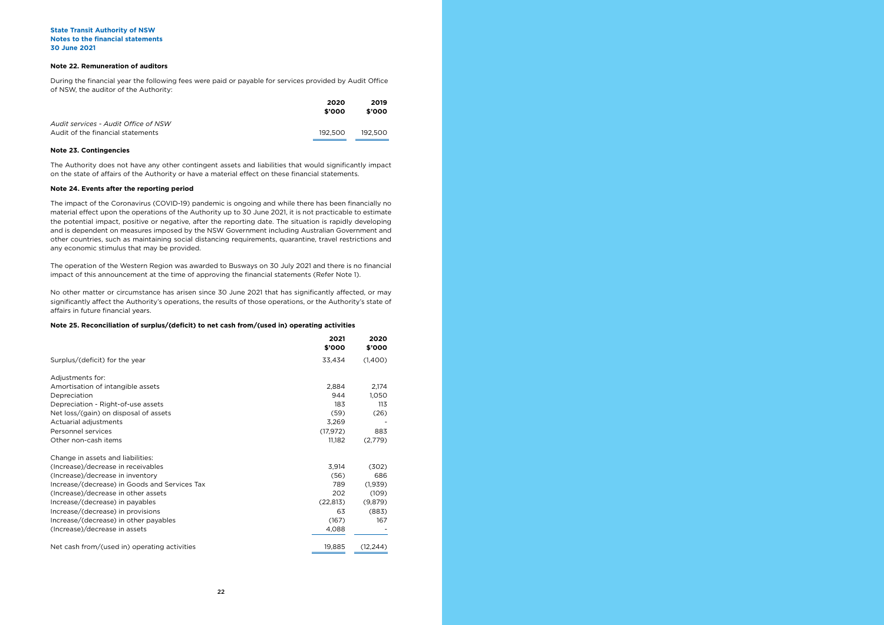### Note 22. Remuneration of auditors

During the financial year the following fees were paid or payable for services provided by Audit Office of NSW, the auditor of the Authority:

| | 2020 $'000 | 2019 $'000 |
|---|---|---|
| *Audit services - Audit Office of NSW* | | |
| Audit of the financial statements | 192,500 | 192,500 |

### Note 23. Contingencies

The Authority does not have any other contingent assets and liabilities that would significantly impact on the state of affairs of the Authority or have a material effect on these financial statements.

### Note 24. Events after the reporting period

The impact of the Coronavirus (COVID-19) pandemic is ongoing and while there has been financially no material effect upon the operations of the Authority up to 30 June 2021, it is not practicable to estimate the potential impact, positive or negative, after the reporting date. The situation is rapidly developing and is dependent on measures imposed by the NSW Government including Australian Government and other countries, such as maintaining social distancing requirements, quarantine, travel restrictions and any economic stimulus that may be provided.

The operation of the Western Region was awarded to Busways on 30 July 2021 and there is no financial impact of this announcement at the time of approving the financial statements (Refer Note 1).

No other matter or circumstance has arisen since 30 June 2021 that has significantly affected, or may significantly affect the Authority's operations, the results of those operations, or the Authority's state of affairs in future financial years.

### Note 25. Reconciliation of surplus/(deficit) to net cash from/(used in) operating activities

| | 2021 $'000 | 2020 $'000 |
|---|---|---|
| Surplus/(deficit) for the year | 33,434 | (1,400) |
| | | |
| Adjustments for: | | |
| Amortisation of intangible assets | 2,884 | 2,174 |
| Depreciation | 944 | 1,050 |
| Depreciation - Right-of-use assets | 183 | 113 |
| Net loss/(gain) on disposal of assets | (59) | (26) |
| Actuarial adjustments | 3,269 | - |
| Personnel services | (17,972) | 883 |
| Other non-cash items | 11,182 | (2,779) |
| | | |
| Change in assets and liabilities: | | |
| (Increase)/decrease in receivables | 3,914 | (302) |
| (Increase)/decrease in inventory | (56) | 686 |
| Increase/(decrease) in Goods and Services Tax | 789 | (1,939) |
| (Increase)/decrease in other assets | 202 | (109) |
| Increase/(decrease) in payables | (22,813) | (9,879) |
| Increase/(decrease) in provisions | 63 | (883) |
| Increase/(decrease) in other payables | (167) | 167 |
| (Increase)/decrease in assets | 4,088 | - |
| | | |
| Net cash from/(used in) operating activities | 19,885 | (12,244) |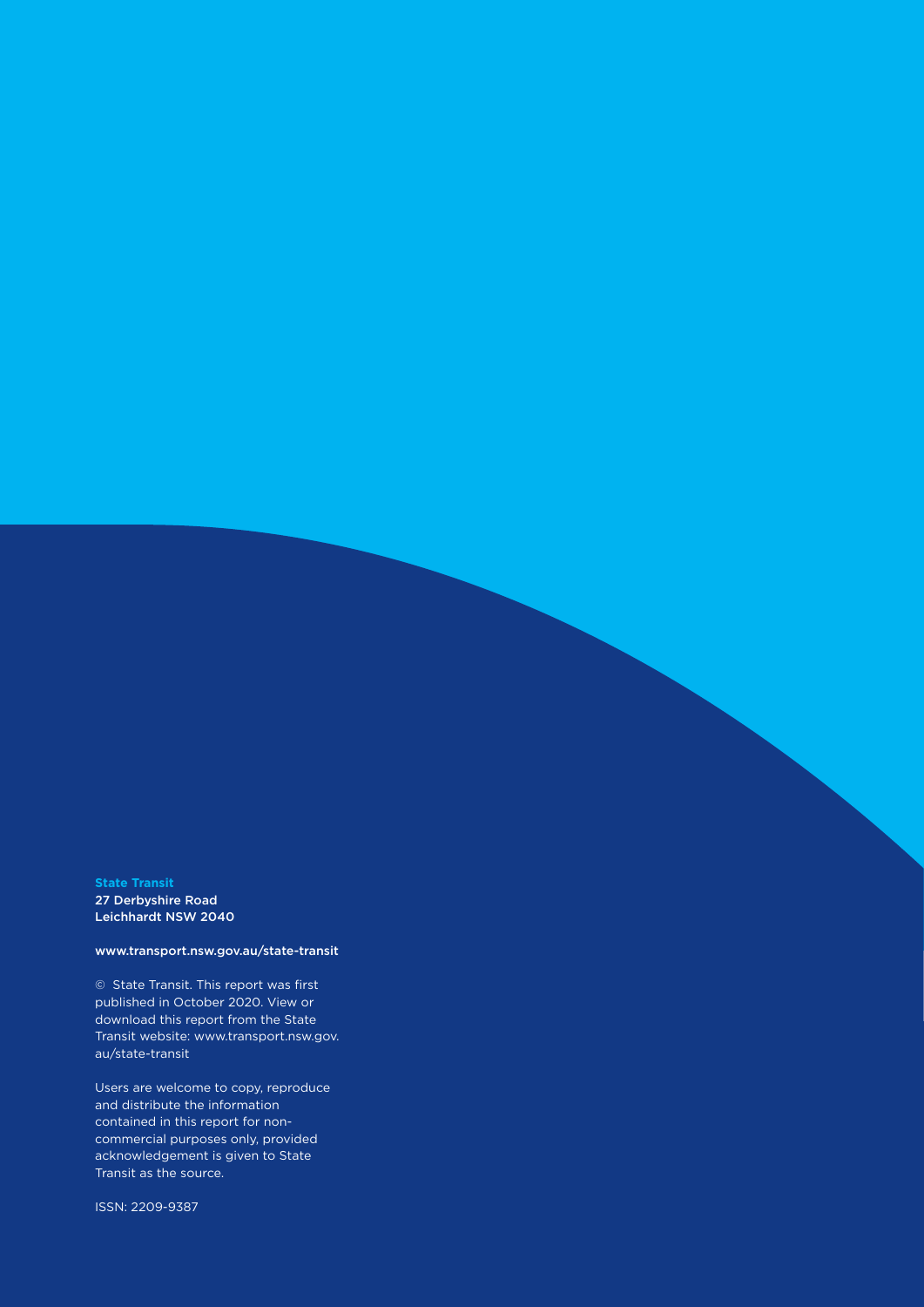**State Transit**
27 Derbyshire Road
Leichhardt NSW 2040

www.transport.nsw.gov.au/state-transit

© State Transit. This report was first published in October 2020. View or download this report from the State Transit website: www.transport.nsw.gov.au/state-transit

Users are welcome to copy, reproduce and distribute the information contained in this report for non-commercial purposes only, provided acknowledgement is given to State Transit as the source.

ISSN: 2209-9387